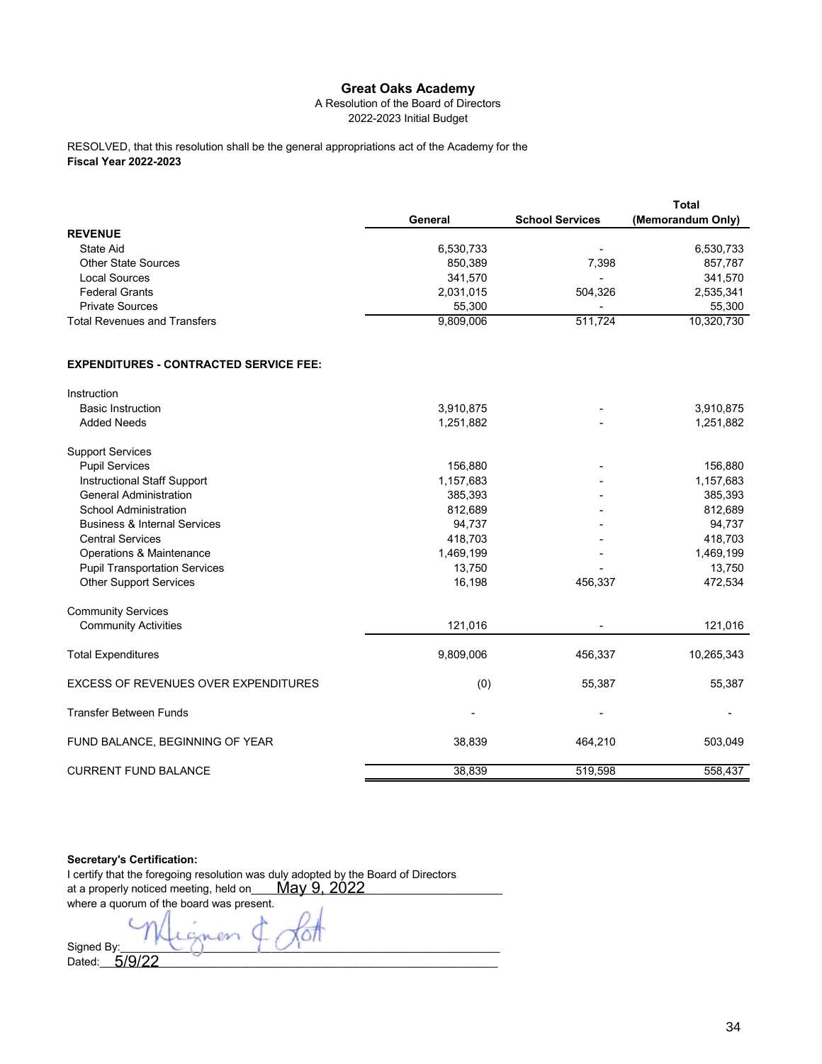# Great Oaks Academy

A Resolution of the Board of Directors
2022-2023 Initial Budget

RESOLVED, that this resolution shall be the general appropriations act of the Academy for the **Fiscal Year 2022-2023**

| | General | School Services | Total (Memorandum Only) |
|---|---|---|---|
| **REVENUE** | | | |
| State Aid | 6,530,733 | - | 6,530,733 |
| Other State Sources | 850,389 | 7,398 | 857,787 |
| Local Sources | 341,570 | - | 341,570 |
| Federal Grants | 2,031,015 | 504,326 | 2,535,341 |
| Private Sources | 55,300 | - | 55,300 |
| Total Revenues and Transfers | 9,809,006 | 511,724 | 10,320,730 |
| | | | |
| **EXPENDITURES - CONTRACTED SERVICE FEE:** | | | |
| Instruction | | | |
| Basic Instruction | 3,910,875 | - | 3,910,875 |
| Added Needs | 1,251,882 | - | 1,251,882 |
| Support Services | | | |
| Pupil Services | 156,880 | - | 156,880 |
| Instructional Staff Support | 1,157,683 | - | 1,157,683 |
| General Administration | 385,393 | - | 385,393 |
| School Administration | 812,689 | - | 812,689 |
| Business & Internal Services | 94,737 | - | 94,737 |
| Central Services | 418,703 | - | 418,703 |
| Operations & Maintenance | 1,469,199 | - | 1,469,199 |
| Pupil Transportation Services | 13,750 | - | 13,750 |
| Other Support Services | 16,198 | 456,337 | 472,534 |
| Community Services | | | |
| Community Activities | 121,016 | - | 121,016 |
| Total Expenditures | 9,809,006 | 456,337 | 10,265,343 |
| EXCESS OF REVENUES OVER EXPENDITURES | (0) | 55,387 | 55,387 |
| Transfer Between Funds | - | - | - |
| FUND BALANCE, BEGINNING OF YEAR | 38,839 | 464,210 | 503,049 |
| CURRENT FUND BALANCE | 38,839 | 519,598 | 558,437 |

**Secretary's Certification:**

I certify that the foregoing resolution was duly adopted by the Board of Directors at a properly noticed meeting, held on May 9, 2022 where a quorum of the board was present.

Signed By: Mignon C. Loft

Dated: 5/9/22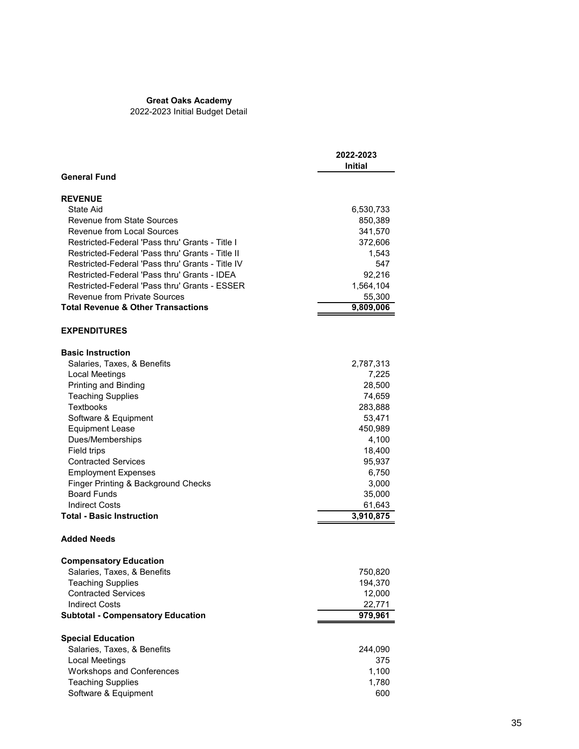**Great Oaks Academy**
2022-2023 Initial Budget Detail

| | 2022-2023 Initial |
|---|---|
| **General Fund** | |
| | |
| **REVENUE** | |
| State Aid | 6,530,733 |
| Revenue from State Sources | 850,389 |
| Revenue from Local Sources | 341,570 |
| Restricted-Federal 'Pass thru' Grants - Title I | 372,606 |
| Restricted-Federal 'Pass thru' Grants - Title II | 1,543 |
| Restricted-Federal 'Pass thru' Grants - Title IV | 547 |
| Restricted-Federal 'Pass thru' Grants - IDEA | 92,216 |
| Restricted-Federal 'Pass thru' Grants - ESSER | 1,564,104 |
| Revenue from Private Sources | 55,300 |
| **Total Revenue & Other Transactions** | **9,809,006** |
| | |
| **EXPENDITURES** | |
| | |
| **Basic Instruction** | |
| Salaries, Taxes, & Benefits | 2,787,313 |
| Local Meetings | 7,225 |
| Printing and Binding | 28,500 |
| Teaching Supplies | 74,659 |
| Textbooks | 283,888 |
| Software & Equipment | 53,471 |
| Equipment Lease | 450,989 |
| Dues/Memberships | 4,100 |
| Field trips | 18,400 |
| Contracted Services | 95,937 |
| Employment Expenses | 6,750 |
| Finger Printing & Background Checks | 3,000 |
| Board Funds | 35,000 |
| Indirect Costs | 61,643 |
| **Total - Basic Instruction** | **3,910,875** |
| | |
| **Added Needs** | |
| | |
| **Compensatory Education** | |
| Salaries, Taxes, & Benefits | 750,820 |
| Teaching Supplies | 194,370 |
| Contracted Services | 12,000 |
| Indirect Costs | 22,771 |
| **Subtotal - Compensatory Education** | **979,961** |
| | |
| **Special Education** | |
| Salaries, Taxes, & Benefits | 244,090 |
| Local Meetings | 375 |
| Workshops and Conferences | 1,100 |
| Teaching Supplies | 1,780 |
| Software & Equipment | 600 |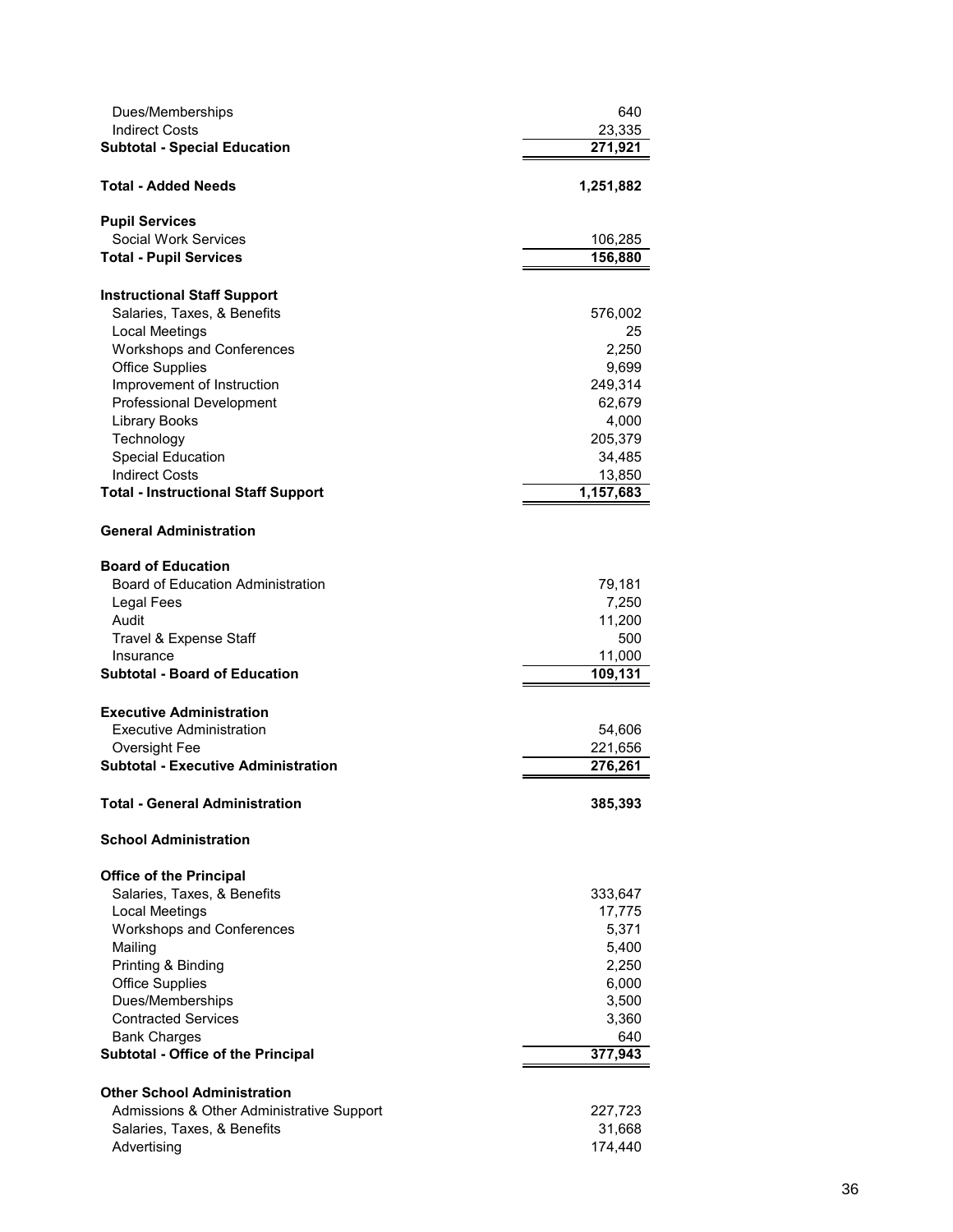| | |
|---|---:|
| Dues/Memberships | 640 |
| Indirect Costs | 23,335 |
| **Subtotal - Special Education** | **271,921** |
| | |
| **Total - Added Needs** | **1,251,882** |
| | |
| **Pupil Services** | |
| Social Work Services | 106,285 |
| **Total - Pupil Services** | **156,880** |
| | |
| **Instructional Staff Support** | |
| Salaries, Taxes, & Benefits | 576,002 |
| Local Meetings | 25 |
| Workshops and Conferences | 2,250 |
| Office Supplies | 9,699 |
| Improvement of Instruction | 249,314 |
| Professional Development | 62,679 |
| Library Books | 4,000 |
| Technology | 205,379 |
| Special Education | 34,485 |
| Indirect Costs | 13,850 |
| **Total - Instructional Staff Support** | **1,157,683** |
| | |
| **General Administration** | |
| | |
| **Board of Education** | |
| Board of Education Administration | 79,181 |
| Legal Fees | 7,250 |
| Audit | 11,200 |
| Travel & Expense Staff | 500 |
| Insurance | 11,000 |
| **Subtotal - Board of Education** | **109,131** |
| | |
| **Executive Administration** | |
| Executive Administration | 54,606 |
| Oversight Fee | 221,656 |
| **Subtotal - Executive Administration** | **276,261** |
| | |
| **Total - General Administration** | **385,393** |
| | |
| **School Administration** | |
| | |
| **Office of the Principal** | |
| Salaries, Taxes, & Benefits | 333,647 |
| Local Meetings | 17,775 |
| Workshops and Conferences | 5,371 |
| Mailing | 5,400 |
| Printing & Binding | 2,250 |
| Office Supplies | 6,000 |
| Dues/Memberships | 3,500 |
| Contracted Services | 3,360 |
| Bank Charges | 640 |
| **Subtotal - Office of the Principal** | **377,943** |
| | |
| **Other School Administration** | |
| Admissions & Other Administrative Support | 227,723 |
| Salaries, Taxes, & Benefits | 31,668 |
| Advertising | 174,440 |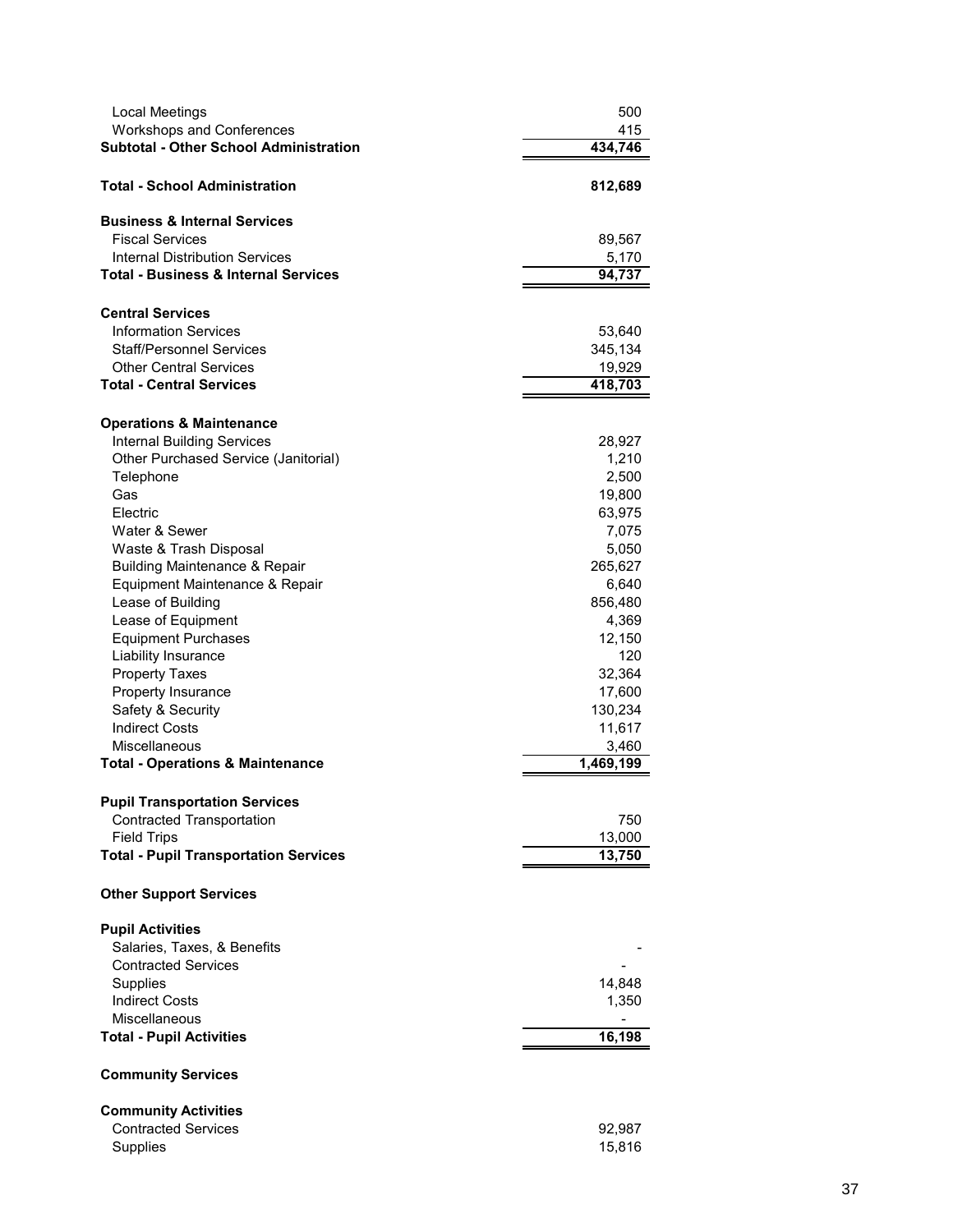| | |
|---|---|
| Local Meetings | 500 |
| Workshops and Conferences | 415 |
| **Subtotal - Other School Administration** | **434,746** |
| | |
| **Total - School Administration** | **812,689** |
| | |
| **Business & Internal Services** | |
| Fiscal Services | 89,567 |
| Internal Distribution Services | 5,170 |
| **Total - Business & Internal Services** | **94,737** |
| | |
| **Central Services** | |
| Information Services | 53,640 |
| Staff/Personnel Services | 345,134 |
| Other Central Services | 19,929 |
| **Total - Central Services** | **418,703** |
| | |
| **Operations & Maintenance** | |
| Internal Building Services | 28,927 |
| Other Purchased Service (Janitorial) | 1,210 |
| Telephone | 2,500 |
| Gas | 19,800 |
| Electric | 63,975 |
| Water & Sewer | 7,075 |
| Waste & Trash Disposal | 5,050 |
| Building Maintenance & Repair | 265,627 |
| Equipment Maintenance & Repair | 6,640 |
| Lease of Building | 856,480 |
| Lease of Equipment | 4,369 |
| Equipment Purchases | 12,150 |
| Liability Insurance | 120 |
| Property Taxes | 32,364 |
| Property Insurance | 17,600 |
| Safety & Security | 130,234 |
| Indirect Costs | 11,617 |
| Miscellaneous | 3,460 |
| **Total - Operations & Maintenance** | **1,469,199** |
| | |
| **Pupil Transportation Services** | |
| Contracted Transportation | 750 |
| Field Trips | 13,000 |
| **Total - Pupil Transportation Services** | **13,750** |
| | |
| **Other Support Services** | |
| | |
| **Pupil Activities** | |
| Salaries, Taxes, & Benefits | - |
| Contracted Services | - |
| Supplies | 14,848 |
| Indirect Costs | 1,350 |
| Miscellaneous | - |
| **Total - Pupil Activities** | **16,198** |
| | |
| **Community Services** | |
| | |
| **Community Activities** | |
| Contracted Services | 92,987 |
| Supplies | 15,816 |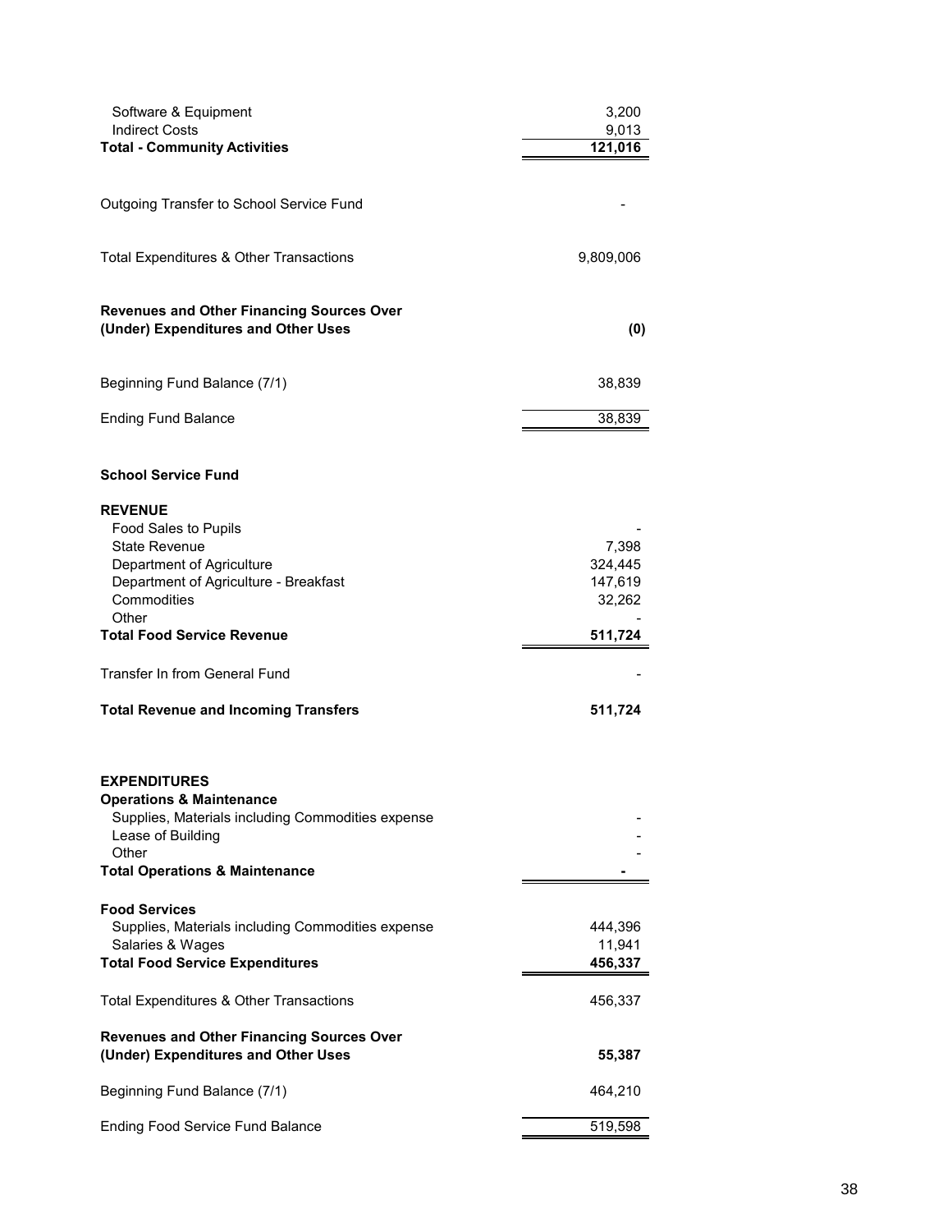| | |
|---|---|
| Software & Equipment | 3,200 |
| Indirect Costs | 9,013 |
| **Total - Community Activities** | **121,016** |
| | |
| Outgoing Transfer to School Service Fund | - |
| | |
| Total Expenditures & Other Transactions | 9,809,006 |
| | |
| **Revenues and Other Financing Sources Over (Under) Expenditures and Other Uses** | **(0)** |
| | |
| Beginning Fund Balance (7/1) | 38,839 |
| Ending Fund Balance | 38,839 |

**School Service Fund**

| | |
|---|---|
| **REVENUE** | |
| Food Sales to Pupils | - |
| State Revenue | 7,398 |
| Department of Agriculture | 324,445 |
| Department of Agriculture - Breakfast | 147,619 |
| Commodities | 32,262 |
| Other | - |
| **Total Food Service Revenue** | **511,724** |
| | |
| Transfer In from General Fund | - |
| | |
| **Total Revenue and Incoming Transfers** | **511,724** |
| | |
| **EXPENDITURES** | |
| **Operations & Maintenance** | |
| Supplies, Materials including Commodities expense | - |
| Lease of Building | - |
| Other | - |
| **Total Operations & Maintenance** | **-** |
| | |
| **Food Services** | |
| Supplies, Materials including Commodities expense | 444,396 |
| Salaries & Wages | 11,941 |
| **Total Food Service Expenditures** | **456,337** |
| | |
| Total Expenditures & Other Transactions | 456,337 |
| | |
| **Revenues and Other Financing Sources Over (Under) Expenditures and Other Uses** | **55,387** |
| | |
| Beginning Fund Balance (7/1) | 464,210 |
| Ending Food Service Fund Balance | 519,598 |